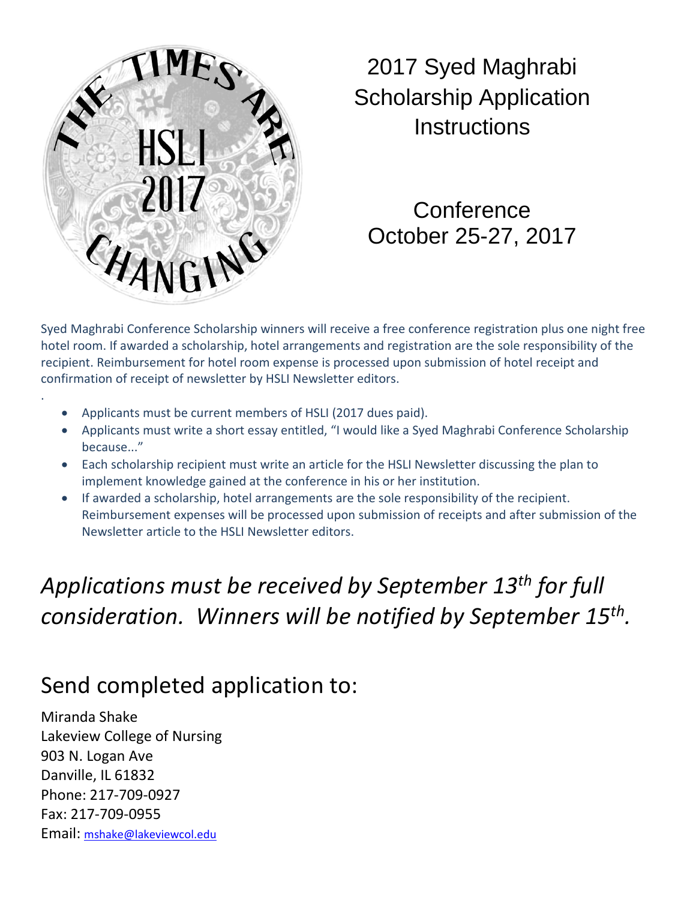# 2017 Syed Maghrabi Scholarship Application Instructions

## Conference October 25-27, 2017

Syed Maghrabi Conference Scholarship winners will receive a free conference registration plus one night free hotel room. If awarded a scholarship, hotel arrangements and registration are the sole responsibility of the recipient. Reimbursement for hotel room expense is processed upon submission of hotel receipt and confirmation of receipt of newsletter by HSLI Newsletter editors.

- Applicants must be current members of HSLI (2017 dues paid).
- Applicants must write a short essay entitled, "I would like a Syed Maghrabi Conference Scholarship because..."
- Each scholarship recipient must write an article for the HSLI Newsletter discussing the plan to implement knowledge gained at the conference in his or her institution.
- If awarded a scholarship, hotel arrangements are the sole responsibility of the recipient. Reimbursement expenses will be processed upon submission of receipts and after submission of the Newsletter article to the HSLI Newsletter editors.

*Applications must be received by September 13th for full consideration. Winners will be notified by September 15th.*

## Send completed application to:

Miranda Shake
Lakeview College of Nursing
903 N. Logan Ave
Danville, IL 61832
Phone: 217-709-0927
Fax: 217-709-0955
Email: mshake@lakeviewcol.edu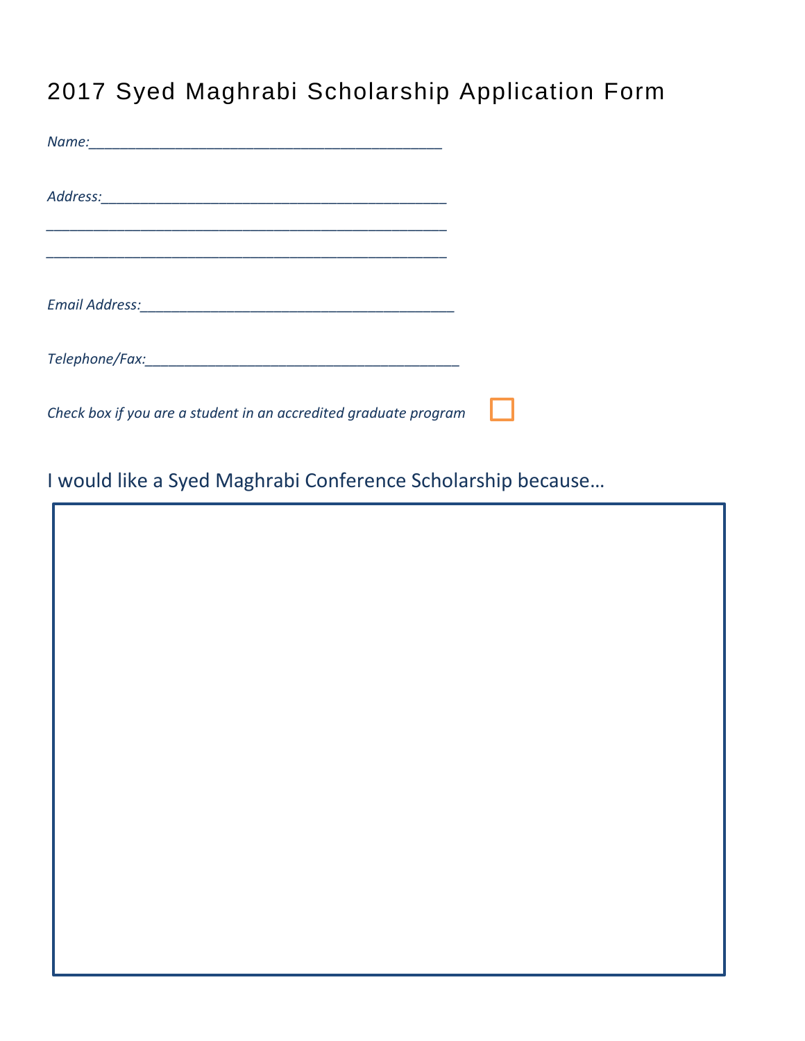# 2017 Syed Maghrabi Scholarship Application Form

*Name:*_______________________________________________

*Address:*_______________________________________________

_____________________________________________________

_____________________________________________________

*Email Address:*__________________________________________

*Telephone/Fax:*__________________________________________

*Check box if you are a student in an accredited graduate program* ☐

## I would like a Syed Maghrabi Conference Scholarship because…